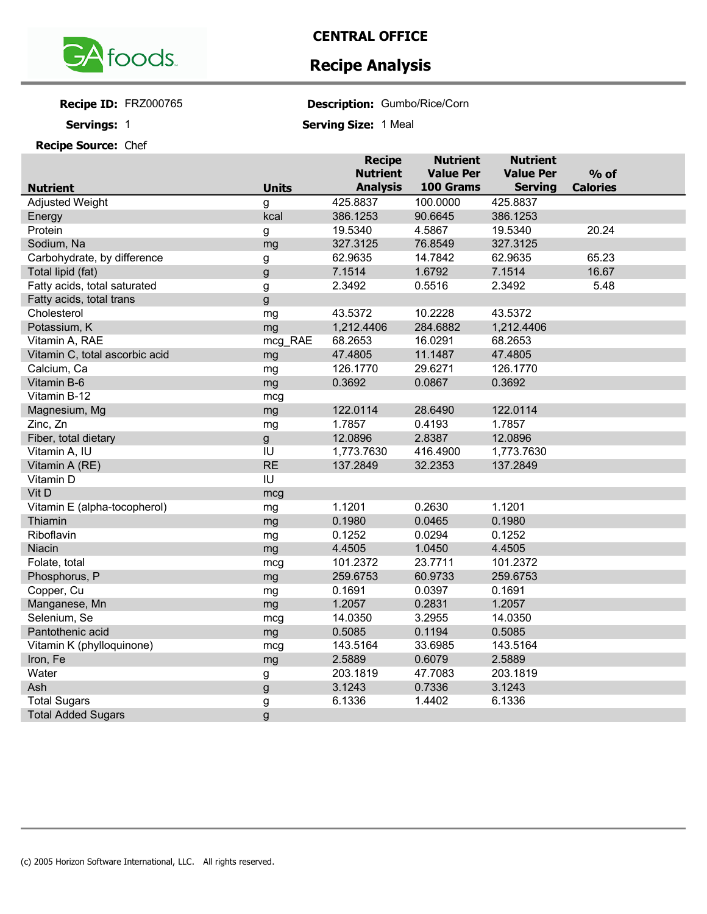GA foods

# CENTRAL OFFICE

## Recipe Analysis

**Recipe ID:** FRZ000765

**Description:** Gumbo/Rice/Corn

**Servings:** 1

**Serving Size:** 1 Meal

**Recipe Source:** Chef

| Nutrient | Units | Recipe Nutrient Analysis | Nutrient Value Per 100 Grams | Nutrient Value Per Serving | % of Calories |
|---|---|---|---|---|---|
| Adjusted Weight | g | 425.8837 | 100.0000 | 425.8837 | |
| Energy | kcal | 386.1253 | 90.6645 | 386.1253 | |
| Protein | g | 19.5340 | 4.5867 | 19.5340 | 20.24 |
| Sodium, Na | mg | 327.3125 | 76.8549 | 327.3125 | |
| Carbohydrate, by difference | g | 62.9635 | 14.7842 | 62.9635 | 65.23 |
| Total lipid (fat) | g | 7.1514 | 1.6792 | 7.1514 | 16.67 |
| Fatty acids, total saturated | g | 2.3492 | 0.5516 | 2.3492 | 5.48 |
| Fatty acids, total trans | g | | | | |
| Cholesterol | mg | 43.5372 | 10.2228 | 43.5372 | |
| Potassium, K | mg | 1,212.4406 | 284.6882 | 1,212.4406 | |
| Vitamin A, RAE | mcg_RAE | 68.2653 | 16.0291 | 68.2653 | |
| Vitamin C, total ascorbic acid | mg | 47.4805 | 11.1487 | 47.4805 | |
| Calcium, Ca | mg | 126.1770 | 29.6271 | 126.1770 | |
| Vitamin B-6 | mg | 0.3692 | 0.0867 | 0.3692 | |
| Vitamin B-12 | mcg | | | | |
| Magnesium, Mg | mg | 122.0114 | 28.6490 | 122.0114 | |
| Zinc, Zn | mg | 1.7857 | 0.4193 | 1.7857 | |
| Fiber, total dietary | g | 12.0896 | 2.8387 | 12.0896 | |
| Vitamin A, IU | IU | 1,773.7630 | 416.4900 | 1,773.7630 | |
| Vitamin A (RE) | RE | 137.2849 | 32.2353 | 137.2849 | |
| Vitamin D | IU | | | | |
| Vit D | mcg | | | | |
| Vitamin E (alpha-tocopherol) | mg | 1.1201 | 0.2630 | 1.1201 | |
| Thiamin | mg | 0.1980 | 0.0465 | 0.1980 | |
| Riboflavin | mg | 0.1252 | 0.0294 | 0.1252 | |
| Niacin | mg | 4.4505 | 1.0450 | 4.4505 | |
| Folate, total | mcg | 101.2372 | 23.7711 | 101.2372 | |
| Phosphorus, P | mg | 259.6753 | 60.9733 | 259.6753 | |
| Copper, Cu | mg | 0.1691 | 0.0397 | 0.1691 | |
| Manganese, Mn | mg | 1.2057 | 0.2831 | 1.2057 | |
| Selenium, Se | mcg | 14.0350 | 3.2955 | 14.0350 | |
| Pantothenic acid | mg | 0.5085 | 0.1194 | 0.5085 | |
| Vitamin K (phylloquinone) | mcg | 143.5164 | 33.6985 | 143.5164 | |
| Iron, Fe | mg | 2.5889 | 0.6079 | 2.5889 | |
| Water | g | 203.1819 | 47.7083 | 203.1819 | |
| Ash | g | 3.1243 | 0.7336 | 3.1243 | |
| Total Sugars | g | 6.1336 | 1.4402 | 6.1336 | |
| Total Added Sugars | g | | | | |

(c) 2005 Horizon Software International, LLC. All rights reserved.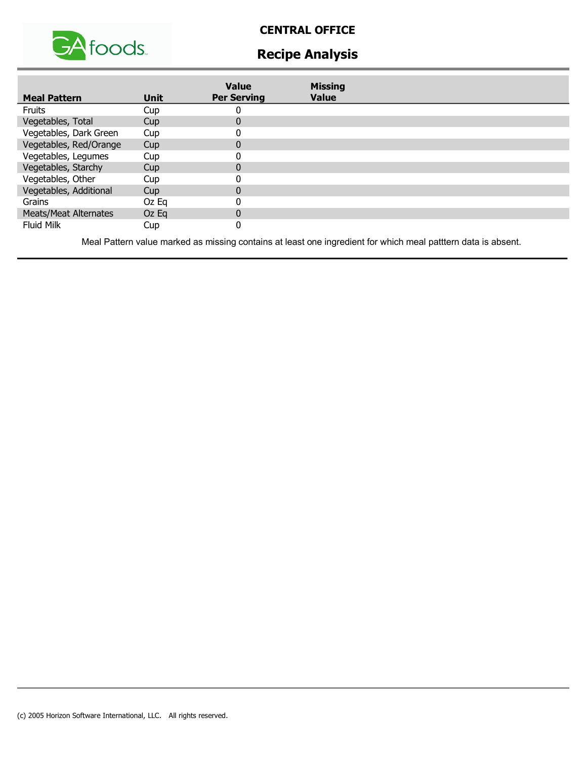**CENTRAL OFFICE**

## Recipe Analysis

| Meal Pattern | Unit | Value Per Serving | Missing Value |
|---|---|---|---|
| Fruits | Cup | 0 | |
| Vegetables, Total | Cup | 0 | |
| Vegetables, Dark Green | Cup | 0 | |
| Vegetables, Red/Orange | Cup | 0 | |
| Vegetables, Legumes | Cup | 0 | |
| Vegetables, Starchy | Cup | 0 | |
| Vegetables, Other | Cup | 0 | |
| Vegetables, Additional | Cup | 0 | |
| Grains | Oz Eq | 0 | |
| Meats/Meat Alternates | Oz Eq | 0 | |
| Fluid Milk | Cup | 0 | |

Meal Pattern value marked as missing contains at least one ingredient for which meal patttern data is absent.

(c) 2005 Horizon Software International, LLC. All rights reserved.